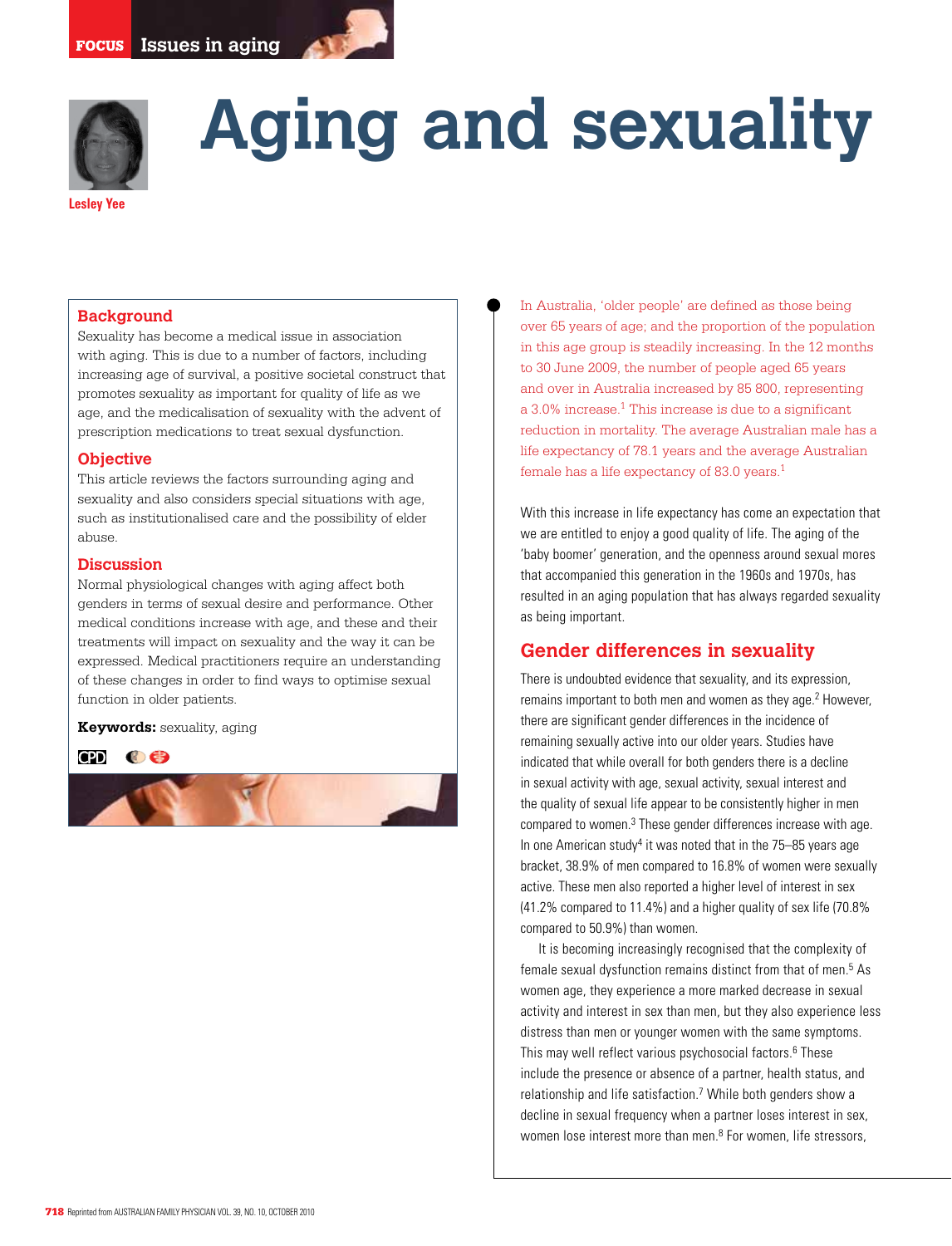# Aging and sexuality

**Lesley Yee**

## Background

Sexuality has become a medical issue in association with aging. This is due to a number of factors, including increasing age of survival, a positive societal construct that promotes sexuality as important for quality of life as we age, and the medicalisation of sexuality with the advent of prescription medications to treat sexual dysfunction.

## Objective

This article reviews the factors surrounding aging and sexuality and also considers special situations with age, such as institutionalised care and the possibility of elder abuse.

## Discussion

Normal physiological changes with aging affect both genders in terms of sexual desire and performance. Other medical conditions increase with age, and these and their treatments will impact on sexuality and the way it can be expressed. Medical practitioners require an understanding of these changes in order to find ways to optimise sexual function in older patients.

**Keywords:** sexuality, aging

In Australia, 'older people' are defined as those being over 65 years of age; and the proportion of the population in this age group is steadily increasing. In the 12 months to 30 June 2009, the number of people aged 65 years and over in Australia increased by 85 800, representing a 3.0% increase.[1] This increase is due to a significant reduction in mortality. The average Australian male has a life expectancy of 78.1 years and the average Australian female has a life expectancy of 83.0 years.[1]

With this increase in life expectancy has come an expectation that we are entitled to enjoy a good quality of life. The aging of the 'baby boomer' generation, and the openness around sexual mores that accompanied this generation in the 1960s and 1970s, has resulted in an aging population that has always regarded sexuality as being important.

## Gender differences in sexuality

There is undoubted evidence that sexuality, and its expression, remains important to both men and women as they age.[2] However, there are significant gender differences in the incidence of remaining sexually active into our older years. Studies have indicated that while overall for both genders there is a decline in sexual activity with age, sexual activity, sexual interest and the quality of sexual life appear to be consistently higher in men compared to women.[3] These gender differences increase with age. In one American study[4] it was noted that in the 75–85 years age bracket, 38.9% of men compared to 16.8% of women were sexually active. These men also reported a higher level of interest in sex (41.2% compared to 11.4%) and a higher quality of sex life (70.8% compared to 50.9%) than women.

It is becoming increasingly recognised that the complexity of female sexual dysfunction remains distinct from that of men.[5] As women age, they experience a more marked decrease in sexual activity and interest in sex than men, but they also experience less distress than men or younger women with the same symptoms. This may well reflect various psychosocial factors.[6] These include the presence or absence of a partner, health status, and relationship and life satisfaction.[7] While both genders show a decline in sexual frequency when a partner loses interest in sex, women lose interest more than men.[8] For women, life stressors,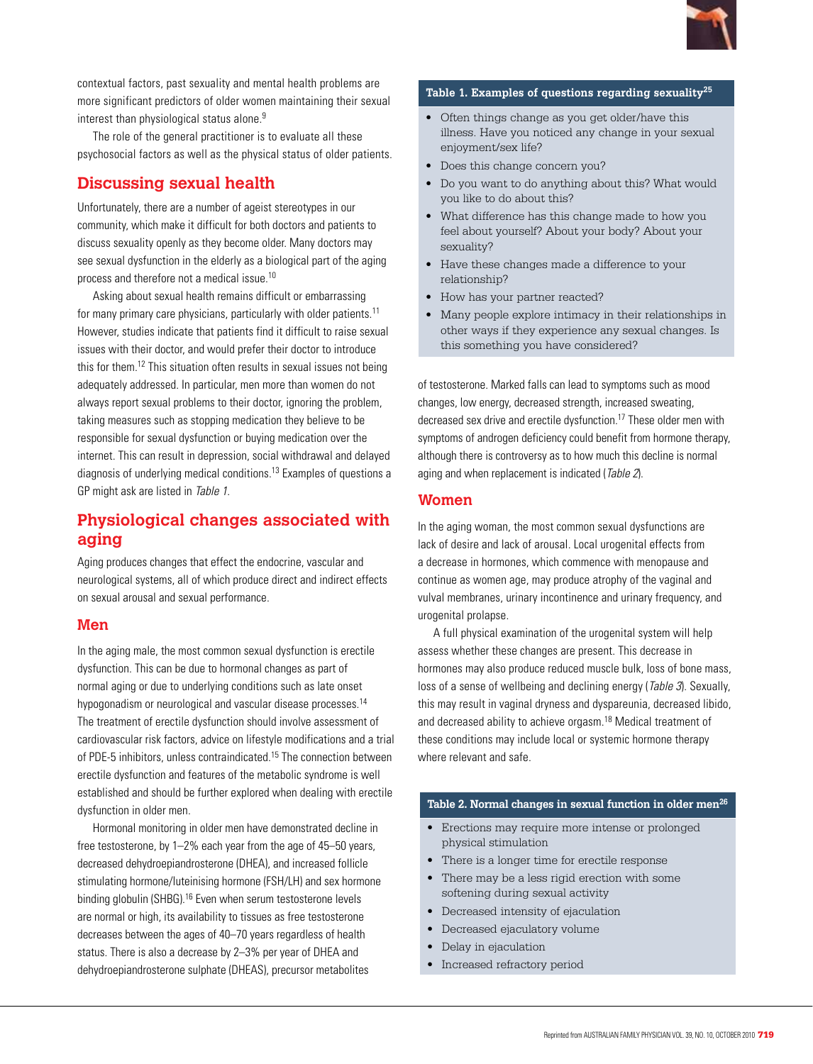contextual factors, past sexuality and mental health problems are more significant predictors of older women maintaining their sexual interest than physiological status alone.[9]

The role of the general practitioner is to evaluate all these psychosocial factors as well as the physical status of older patients.

## Discussing sexual health

Unfortunately, there are a number of ageist stereotypes in our community, which make it difficult for both doctors and patients to discuss sexuality openly as they become older. Many doctors may see sexual dysfunction in the elderly as a biological part of the aging process and therefore not a medical issue.[10]

Asking about sexual health remains difficult or embarrassing for many primary care physicians, particularly with older patients.[11] However, studies indicate that patients find it difficult to raise sexual issues with their doctor, and would prefer their doctor to introduce this for them.[12] This situation often results in sexual issues not being adequately addressed. In particular, men more than women do not always report sexual problems to their doctor, ignoring the problem, taking measures such as stopping medication they believe to be responsible for sexual dysfunction or buying medication over the internet. This can result in depression, social withdrawal and delayed diagnosis of underlying medical conditions.[13] Examples of questions a GP might ask are listed in *Table 1*.

**Table 1. Examples of questions regarding sexuality[25]**

- Often things change as you get older/have this illness. Have you noticed any change in your sexual enjoyment/sex life?
- Does this change concern you?
- Do you want to do anything about this? What would you like to do about this?
- What difference has this change made to how you feel about yourself? About your body? About your sexuality?
- Have these changes made a difference to your relationship?
- How has your partner reacted?
- Many people explore intimacy in their relationships in other ways if they experience any sexual changes. Is this something you have considered?

## Physiological changes associated with aging

Aging produces changes that effect the endocrine, vascular and neurological systems, all of which produce direct and indirect effects on sexual arousal and sexual performance.

### Men

In the aging male, the most common sexual dysfunction is erectile dysfunction. This can be due to hormonal changes as part of normal aging or due to underlying conditions such as late onset hypogonadism or neurological and vascular disease processes.[14] The treatment of erectile dysfunction should involve assessment of cardiovascular risk factors, advice on lifestyle modifications and a trial of PDE-5 inhibitors, unless contraindicated.[15] The connection between erectile dysfunction and features of the metabolic syndrome is well established and should be further explored when dealing with erectile dysfunction in older men.

Hormonal monitoring in older men have demonstrated decline in free testosterone, by 1–2% each year from the age of 45–50 years, decreased dehydroepiandrosterone (DHEA), and increased follicle stimulating hormone/luteinising hormone (FSH/LH) and sex hormone binding globulin (SHBG).[16] Even when serum testosterone levels are normal or high, its availability to tissues as free testosterone decreases between the ages of 40–70 years regardless of health status. There is also a decrease by 2–3% per year of DHEA and dehydroepiandrosterone sulphate (DHEAS), precursor metabolites of testosterone. Marked falls can lead to symptoms such as mood changes, low energy, decreased strength, increased sweating, decreased sex drive and erectile dysfunction.[17] These older men with symptoms of androgen deficiency could benefit from hormone therapy, although there is controversy as to how much this decline is normal aging and when replacement is indicated (*Table 2*).

### Women

In the aging woman, the most common sexual dysfunctions are lack of desire and lack of arousal. Local urogenital effects from a decrease in hormones, which commence with menopause and continue as women age, may produce atrophy of the vaginal and vulval membranes, urinary incontinence and urinary frequency, and urogenital prolapse.

A full physical examination of the urogenital system will help assess whether these changes are present. This decrease in hormones may also produce reduced muscle bulk, loss of bone mass, loss of a sense of wellbeing and declining energy (*Table 3*). Sexually, this may result in vaginal dryness and dyspareunia, decreased libido, and decreased ability to achieve orgasm.[18] Medical treatment of these conditions may include local or systemic hormone therapy where relevant and safe.

**Table 2. Normal changes in sexual function in older men[26]**

- Erections may require more intense or prolonged physical stimulation
- There is a longer time for erectile response
- There may be a less rigid erection with some softening during sexual activity
- Decreased intensity of ejaculation
- Decreased ejaculatory volume
- Delay in ejaculation
- Increased refractory period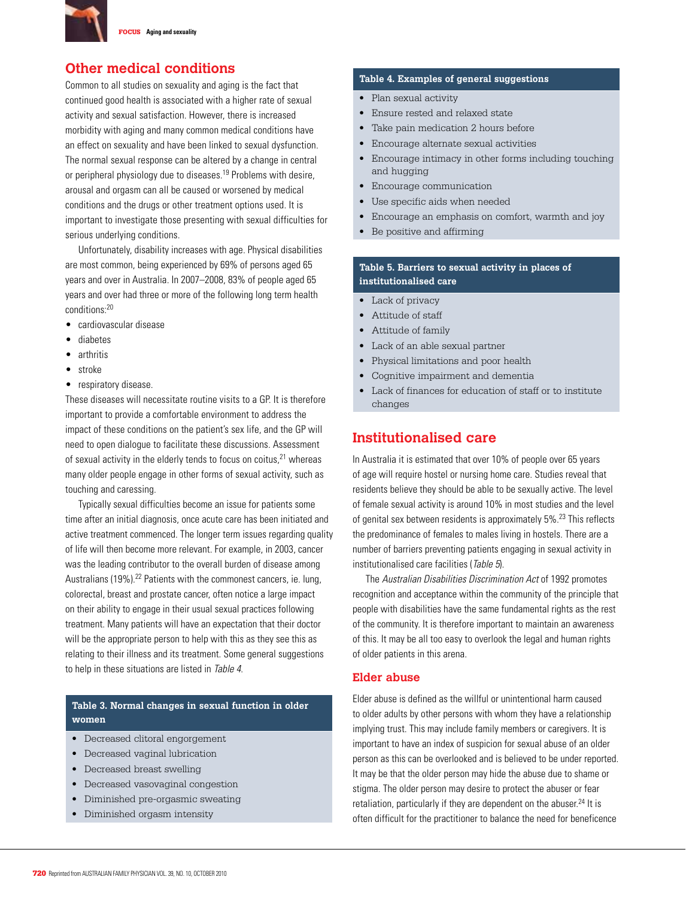## Other medical conditions

Common to all studies on sexuality and aging is the fact that continued good health is associated with a higher rate of sexual activity and sexual satisfaction. However, there is increased morbidity with aging and many common medical conditions have an effect on sexuality and have been linked to sexual dysfunction. The normal sexual response can be altered by a change in central or peripheral physiology due to diseases.[19] Problems with desire, arousal and orgasm can all be caused or worsened by medical conditions and the drugs or other treatment options used. It is important to investigate those presenting with sexual difficulties for serious underlying conditions.

Unfortunately, disability increases with age. Physical disabilities are most common, being experienced by 69% of persons aged 65 years and over in Australia. In 2007–2008, 83% of people aged 65 years and over had three or more of the following long term health conditions:[20]

- cardiovascular disease
- diabetes
- arthritis
- stroke
- respiratory disease.

These diseases will necessitate routine visits to a GP. It is therefore important to provide a comfortable environment to address the impact of these conditions on the patient's sex life, and the GP will need to open dialogue to facilitate these discussions. Assessment of sexual activity in the elderly tends to focus on coitus,[21] whereas many older people engage in other forms of sexual activity, such as touching and caressing.

Typically sexual difficulties become an issue for patients some time after an initial diagnosis, once acute care has been initiated and active treatment commenced. The longer term issues regarding quality of life will then become more relevant. For example, in 2003, cancer was the leading contributor to the overall burden of disease among Australians (19%).[22] Patients with the commonest cancers, ie. lung, colorectal, breast and prostate cancer, often notice a large impact on their ability to engage in their usual sexual practices following treatment. Many patients will have an expectation that their doctor will be the appropriate person to help with this as they see this as relating to their illness and its treatment. Some general suggestions to help in these situations are listed in *Table 4*.

**Table 3. Normal changes in sexual function in older women**

- Decreased clitoral engorgement
- Decreased vaginal lubrication
- Decreased breast swelling
- Decreased vasovaginal congestion
- Diminished pre-orgasmic sweating
- Diminished orgasm intensity

**Table 4. Examples of general suggestions**

- Plan sexual activity
- Ensure rested and relaxed state
- Take pain medication 2 hours before
- Encourage alternate sexual activities
- Encourage intimacy in other forms including touching and hugging
- Encourage communication
- Use specific aids when needed
- Encourage an emphasis on comfort, warmth and joy
- Be positive and affirming

**Table 5. Barriers to sexual activity in places of institutionalised care**

- Lack of privacy
- Attitude of staff
- Attitude of family
- Lack of an able sexual partner
- Physical limitations and poor health
- Cognitive impairment and dementia
- Lack of finances for education of staff or to institute changes

## Institutionalised care

In Australia it is estimated that over 10% of people over 65 years of age will require hostel or nursing home care. Studies reveal that residents believe they should be able to be sexually active. The level of female sexual activity is around 10% in most studies and the level of genital sex between residents is approximately 5%.[23] This reflects the predominance of females to males living in hostels. There are a number of barriers preventing patients engaging in sexual activity in institutionalised care facilities (*Table 5*).

The *Australian Disabilities Discrimination Act* of 1992 promotes recognition and acceptance within the community of the principle that people with disabilities have the same fundamental rights as the rest of the community. It is therefore important to maintain an awareness of this. It may be all too easy to overlook the legal and human rights of older patients in this arena.

### Elder abuse

Elder abuse is defined as the willful or unintentional harm caused to older adults by other persons with whom they have a relationship implying trust. This may include family members or caregivers. It is important to have an index of suspicion for sexual abuse of an older person as this can be overlooked and is believed to be under reported. It may be that the older person may hide the abuse due to shame or stigma. The older person may desire to protect the abuser or fear retaliation, particularly if they are dependent on the abuser.[24] It is often difficult for the practitioner to balance the need for beneficence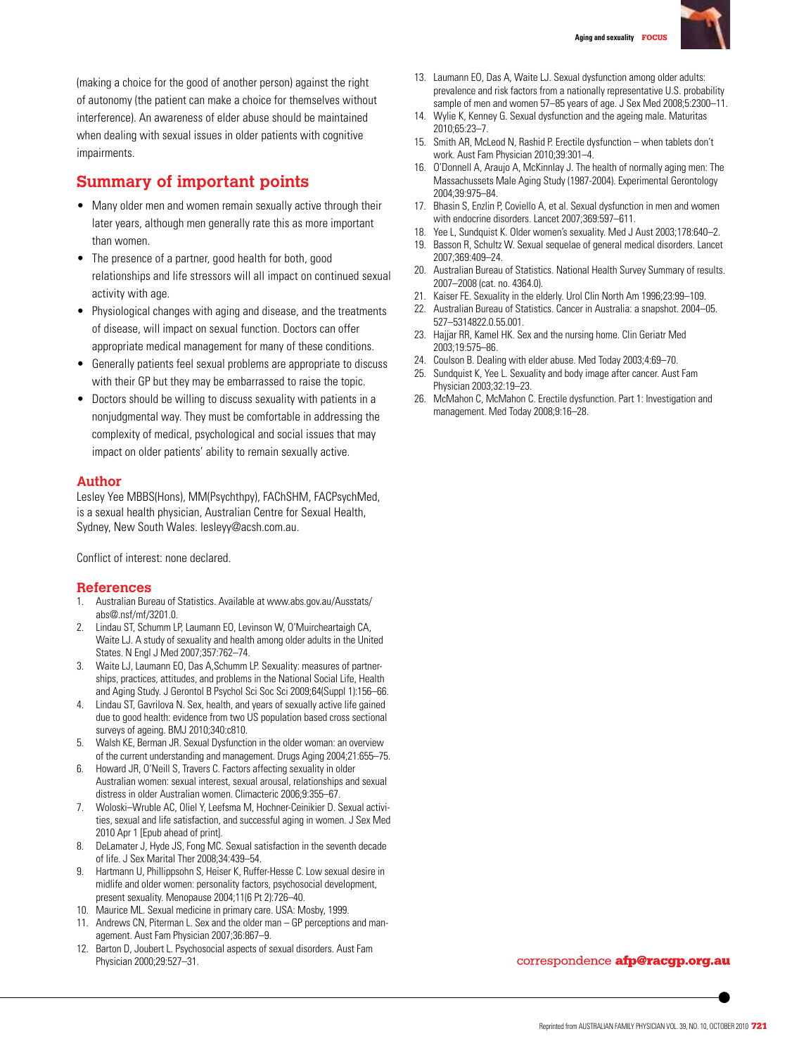(making a choice for the good of another person) against the right of autonomy (the patient can make a choice for themselves without interference). An awareness of elder abuse should be maintained when dealing with sexual issues in older patients with cognitive impairments.

## Summary of important points

- Many older men and women remain sexually active through their later years, although men generally rate this as more important than women.
- The presence of a partner, good health for both, good relationships and life stressors will all impact on continued sexual activity with age.
- Physiological changes with aging and disease, and the treatments of disease, will impact on sexual function. Doctors can offer appropriate medical management for many of these conditions.
- Generally patients feel sexual problems are appropriate to discuss with their GP but they may be embarrassed to raise the topic.
- Doctors should be willing to discuss sexuality with patients in a nonjudgmental way. They must be comfortable in addressing the complexity of medical, psychological and social issues that may impact on older patients' ability to remain sexually active.

## Author

Lesley Yee MBBS(Hons), MM(Psychthpy), FAChSHM, FACPsychMed, is a sexual health physician, Australian Centre for Sexual Health, Sydney, New South Wales. lesleyy@acsh.com.au.

Conflict of interest: none declared.

## References

1. Australian Bureau of Statistics. Available at www.abs.gov.au/Ausstats/abs@.nsf/mf/3201.0.
2. Lindau ST, Schumm LP, Laumann EO, Levinson W, O'Muircheartaigh CA, Waite LJ. A study of sexuality and health among older adults in the United States. N Engl J Med 2007;357:762–74.
3. Waite LJ, Laumann EO, Das A,Schumm LP. Sexuality: measures of partnerships, practices, attitudes, and problems in the National Social Life, Health and Aging Study. J Gerontol B Psychol Sci Soc Sci 2009;64(Suppl 1):156–66.
4. Lindau ST, Gavrilova N. Sex, health, and years of sexually active life gained due to good health: evidence from two US population based cross sectional surveys of ageing. BMJ 2010;340:c810.
5. Walsh KE, Berman JR. Sexual Dysfunction in the older woman: an overview of the current understanding and management. Drugs Aging 2004;21:655–75.
6. Howard JR, O'Neill S, Travers C. Factors affecting sexuality in older Australian women: sexual interest, sexual arousal, relationships and sexual distress in older Australian women. Climacteric 2006;9:355–67.
7. Woloski–Wruble AC, Oliel Y, Leefsma M, Hochner-Ceinikier D. Sexual activities, sexual and life satisfaction, and successful aging in women. J Sex Med 2010 Apr 1 [Epub ahead of print].
8. DeLamater J, Hyde JS, Fong MC. Sexual satisfaction in the seventh decade of life. J Sex Marital Ther 2008;34:439–54.
9. Hartmann U, Phillippsohn S, Heiser K, Ruffer-Hesse C. Low sexual desire in midlife and older women: personality factors, psychosocial development, present sexuality. Menopause 2004;11(6 Pt 2):726–40.
10. Maurice ML. Sexual medicine in primary care. USA: Mosby, 1999.
11. Andrews CN, Piterman L. Sex and the older man – GP perceptions and management. Aust Fam Physician 2007;36:867–9.
12. Barton D, Joubert L. Psychosocial aspects of sexual disorders. Aust Fam Physician 2000;29:527–31.
13. Laumann EO, Das A, Waite LJ. Sexual dysfunction among older adults: prevalence and risk factors from a nationally representative U.S. probability sample of men and women 57–85 years of age. J Sex Med 2008;5:2300–11.
14. Wylie K, Kenney G. Sexual dysfunction and the ageing male. Maturitas 2010;65:23–7.
15. Smith AR, McLeod N, Rashid P. Erectile dysfunction – when tablets don't work. Aust Fam Physician 2010;39:301–4.
16. O'Donnell A, Araujo A, McKinnlay J. The health of normally aging men: The Massachussets Male Aging Study (1987-2004). Experimental Gerontology 2004;39:975–84.
17. Bhasin S, Enzlin P, Coviello A, et al. Sexual dysfunction in men and women with endocrine disorders. Lancet 2007;369:597–611.
18. Yee L, Sundquist K. Older women's sexuality. Med J Aust 2003;178:640–2.
19. Basson R, Schultz W. Sexual sequelae of general medical disorders. Lancet 2007;369:409–24.
20. Australian Bureau of Statistics. National Health Survey Summary of results. 2007–2008 (cat. no. 4364.0).
21. Kaiser FE. Sexuality in the elderly. Urol Clin North Am 1996;23:99–109.
22. Australian Bureau of Statistics. Cancer in Australia: a snapshot. 2004–05. 527–5314822.0.55.001.
23. Hajjar RR, Kamel HK. Sex and the nursing home. Clin Geriatr Med 2003;19:575–86.
24. Coulson B. Dealing with elder abuse. Med Today 2003;4:69–70.
25. Sundquist K, Yee L. Sexuality and body image after cancer. Aust Fam Physician 2003;32:19–23.
26. McMahon C, McMahon C. Erectile dysfunction. Part 1: Investigation and management. Med Today 2008;9:16–28.

correspondence **afp@racgp.org.au**